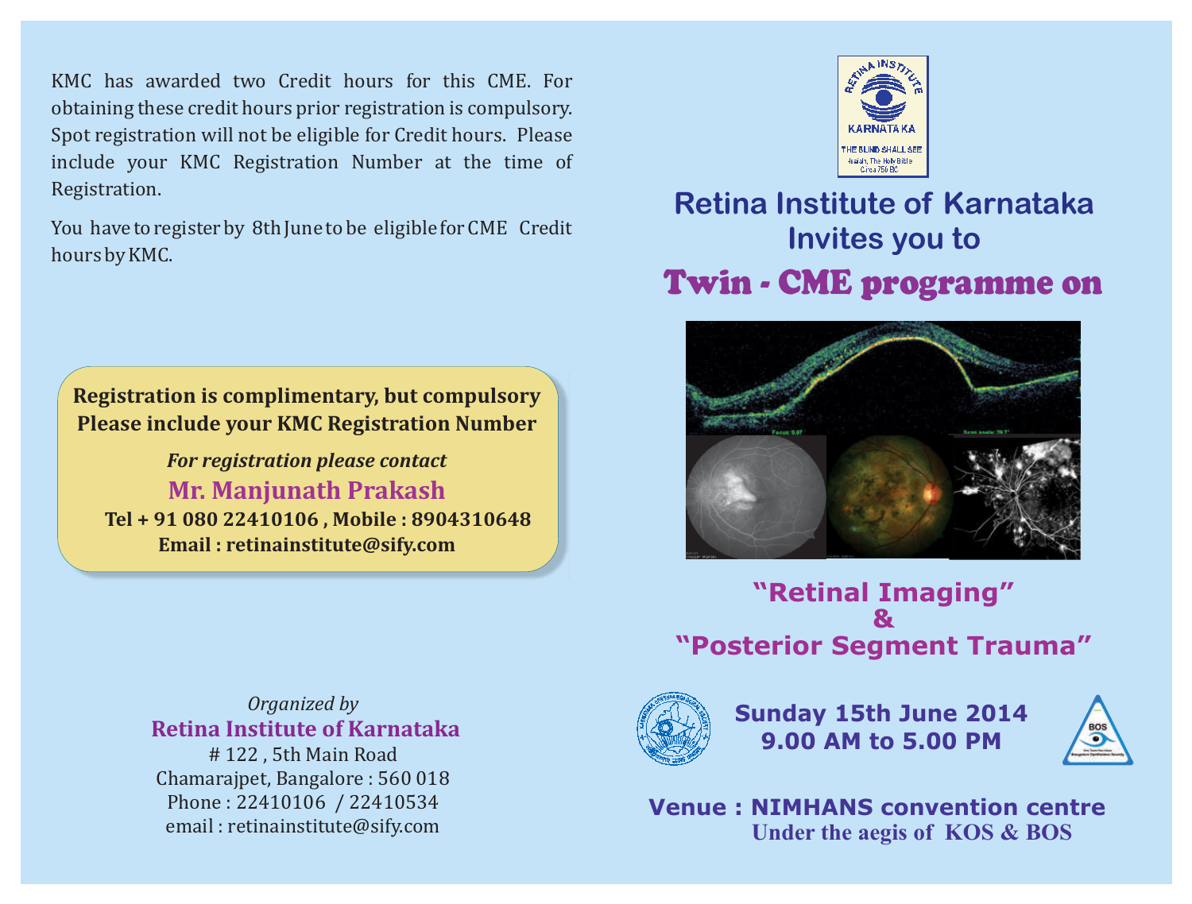KMC has awarded two Credit hours for this CME. For obtaining these credit hours prior registration is compulsory. Spot registration will not be eligible for Credit hours. Please include your KMC Registration Number at the time of Registration.

You have to register by 8th June to be eligible for CME Credit hours by KMC.

**Registration is complimentary, but compulsory**
**Please include your KMC Registration Number**

***For registration please contact***

**Mr. Manjunath Prakash**

**Tel + 91 080 22410106 , Mobile : 8904310648**
**Email : retinainstitute@sify.com**

*Organized by*

**Retina Institute of Karnataka**

# 122 , 5th Main Road
Chamarajpet, Bangalore : 560 018
Phone : 22410106 / 22410534
email : retinainstitute@sify.com

RETINA INSTITUTE KARNATAKA
THE BLIND SHALL SEE
Isaiah, The Holy Bible
Circa 750 BC

## Retina Institute of Karnataka Invites you to

# Twin - CME programme on

## "Retinal Imaging" & "Posterior Segment Trauma"

**Sunday 15th June 2014**
**9.00 AM to 5.00 PM**

**Venue : NIMHANS convention centre**
**Under the aegis of KOS & BOS**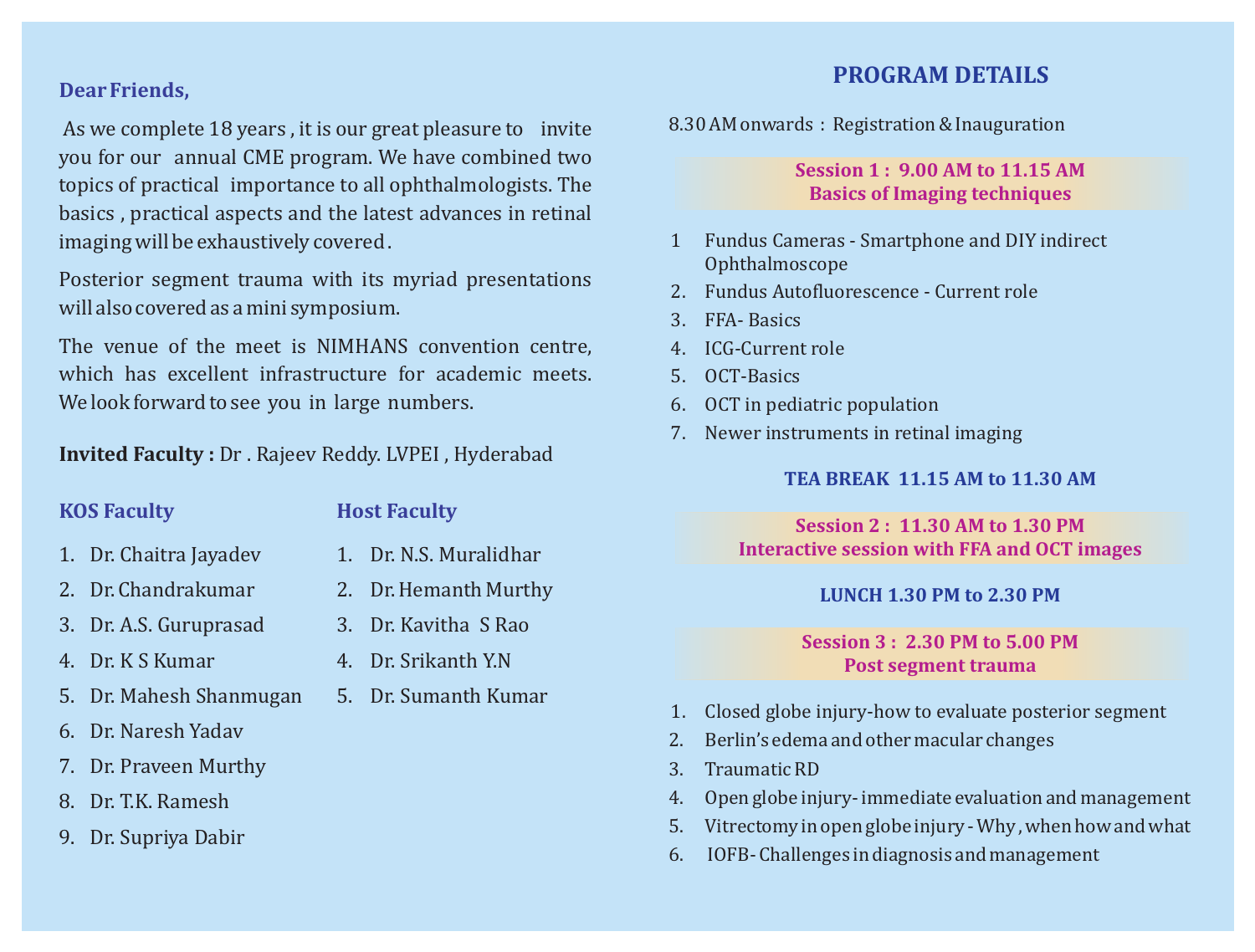**Dear Friends,**

As we complete 18 years , it is our great pleasure to invite you for our annual CME program. We have combined two topics of practical importance to all ophthalmologists. The basics , practical aspects and the latest advances in retinal imaging will be exhaustively covered .

Posterior segment trauma with its myriad presentations will also covered as a mini symposium.

The venue of the meet is NIMHANS convention centre, which has excellent infrastructure for academic meets. We look forward to see you in large numbers.

**Invited Faculty :** Dr . Rajeev Reddy. LVPEI , Hyderabad

### KOS Faculty

1. Dr. Chaitra Jayadev
2. Dr. Chandrakumar
3. Dr. A.S. Guruprasad
4. Dr. K S Kumar
5. Dr. Mahesh Shanmugan
6. Dr. Naresh Yadav
7. Dr. Praveen Murthy
8. Dr. T.K. Ramesh
9. Dr. Supriya Dabir

### Host Faculty

1. Dr. N.S. Muralidhar
2. Dr. Hemanth Murthy
3. Dr. Kavitha S Rao
4. Dr. Srikanth Y.N
5. Dr. Sumanth Kumar

## PROGRAM DETAILS

8.30 AM onwards : Registration & Inauguration

**Session 1 : 9.00 AM to 11.15 AM**
**Basics of Imaging techniques**

1. Fundus Cameras - Smartphone and DIY indirect Ophthalmoscope
2. Fundus Autofluorescence - Current role
3. FFA- Basics
4. ICG-Current role
5. OCT-Basics
6. OCT in pediatric population
7. Newer instruments in retinal imaging

**TEA BREAK 11.15 AM to 11.30 AM**

**Session 2 : 11.30 AM to 1.30 PM**
**Interactive session with FFA and OCT images**

**LUNCH 1.30 PM to 2.30 PM**

**Session 3 : 2.30 PM to 5.00 PM**
**Post segment trauma**

1. Closed globe injury-how to evaluate posterior segment
2. Berlin's edema and other macular changes
3. Traumatic RD
4. Open globe injury- immediate evaluation and management
5. Vitrectomy in open globe injury - Why , when how and what
6. IOFB- Challenges in diagnosis and management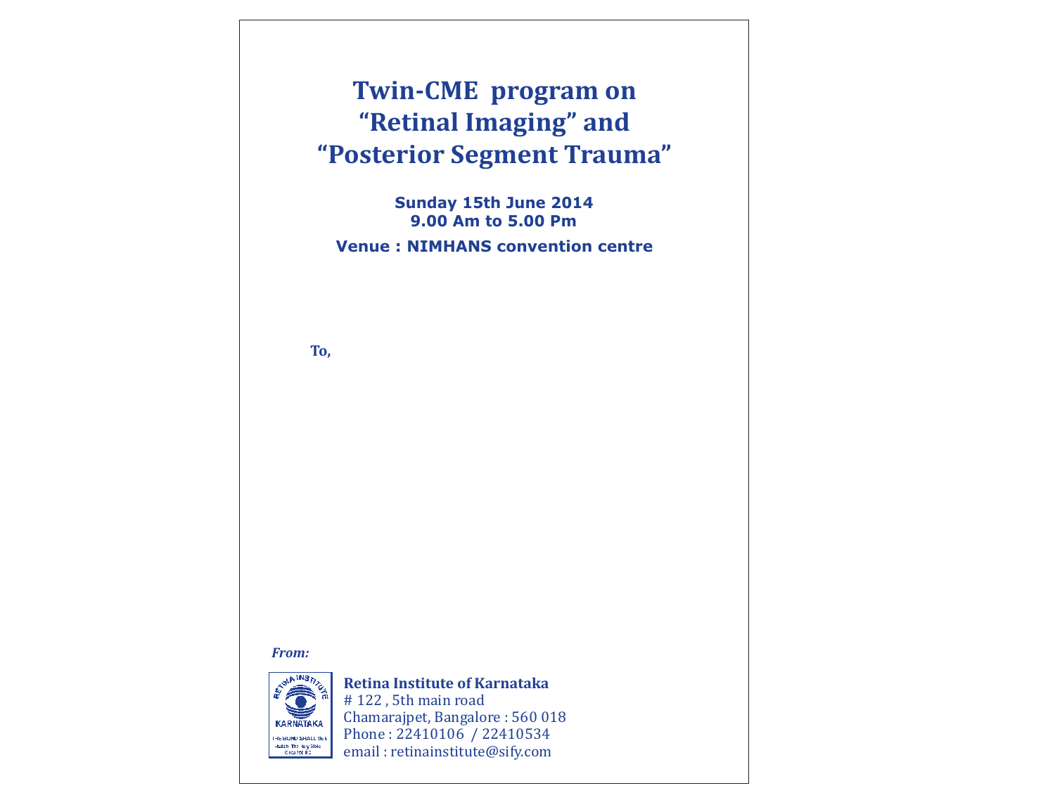# Twin-CME program on "Retinal Imaging" and "Posterior Segment Trauma"

**Sunday 15th June 2014**
**9.00 Am to 5.00 Pm**

**Venue : NIMHANS convention centre**

**To,**

***From:***

**Retina Institute of Karnataka**
# 122 , 5th main road
Chamarajpet, Bangalore : 560 018
Phone : 22410106 / 22410534
email : retinainstitute@sify.com